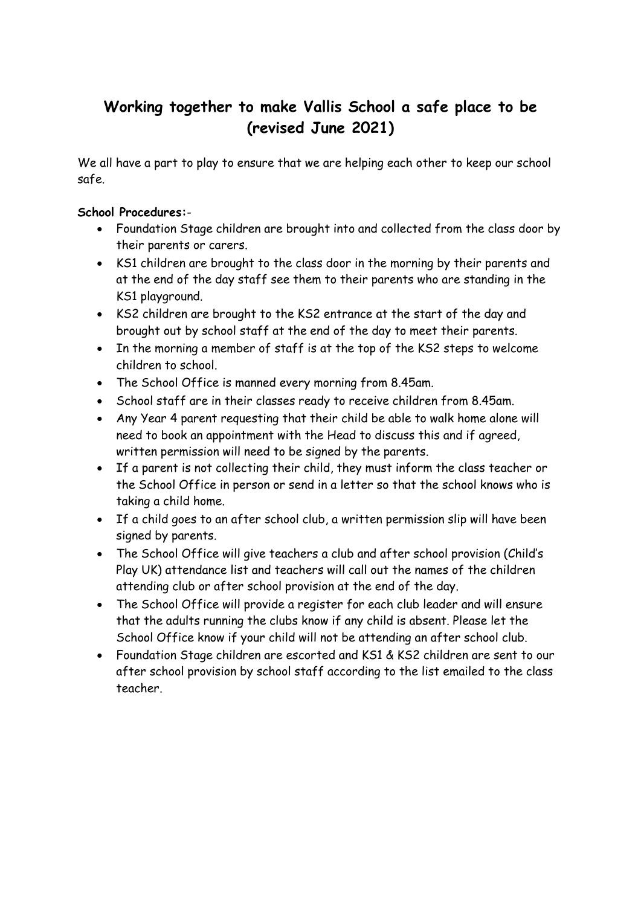# Working together to make Vallis School a safe place to be (revised June 2021)

We all have a part to play to ensure that we are helping each other to keep our school safe.

**School Procedures:**-

- Foundation Stage children are brought into and collected from the class door by their parents or carers.
- KS1 children are brought to the class door in the morning by their parents and at the end of the day staff see them to their parents who are standing in the KS1 playground.
- KS2 children are brought to the KS2 entrance at the start of the day and brought out by school staff at the end of the day to meet their parents.
- In the morning a member of staff is at the top of the KS2 steps to welcome children to school.
- The School Office is manned every morning from 8.45am.
- School staff are in their classes ready to receive children from 8.45am.
- Any Year 4 parent requesting that their child be able to walk home alone will need to book an appointment with the Head to discuss this and if agreed, written permission will need to be signed by the parents.
- If a parent is not collecting their child, they must inform the class teacher or the School Office in person or send in a letter so that the school knows who is taking a child home.
- If a child goes to an after school club, a written permission slip will have been signed by parents.
- The School Office will give teachers a club and after school provision (Child's Play UK) attendance list and teachers will call out the names of the children attending club or after school provision at the end of the day.
- The School Office will provide a register for each club leader and will ensure that the adults running the clubs know if any child is absent. Please let the School Office know if your child will not be attending an after school club.
- Foundation Stage children are escorted and KS1 & KS2 children are sent to our after school provision by school staff according to the list emailed to the class teacher.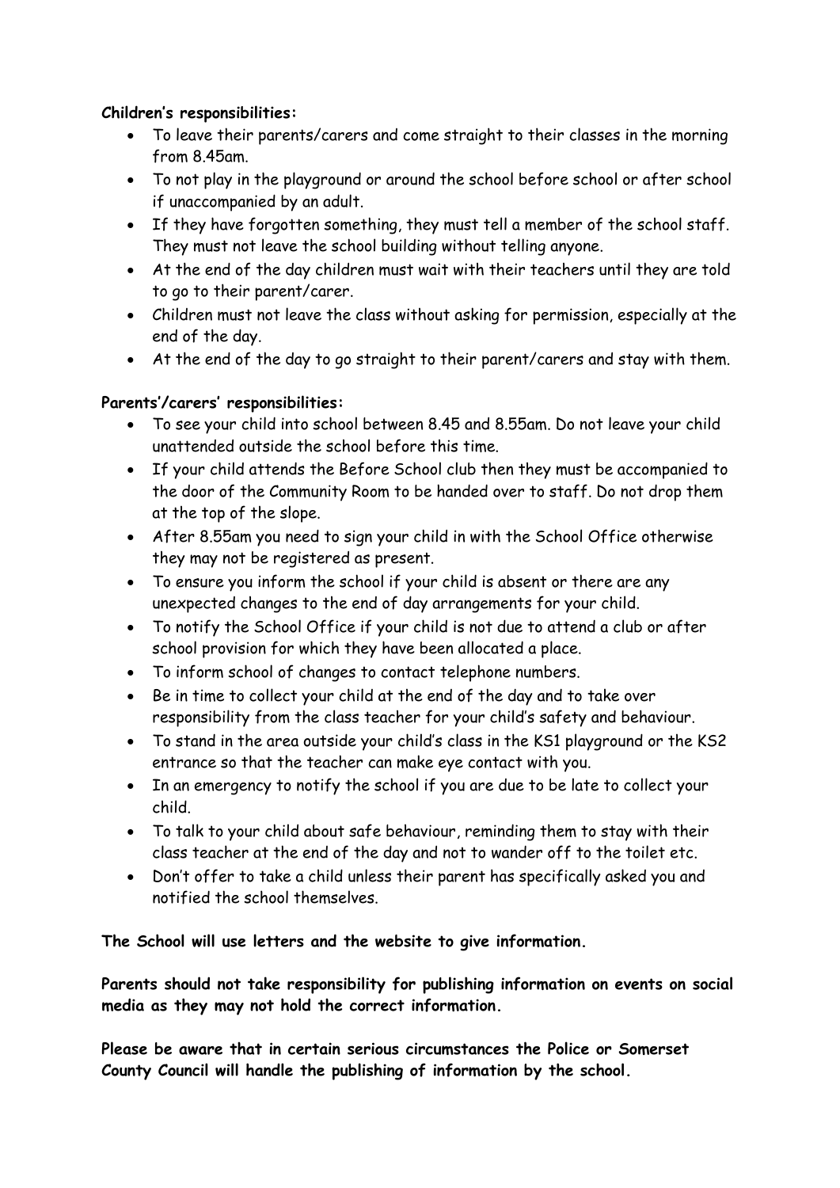**Children's responsibilities:**

- To leave their parents/carers and come straight to their classes in the morning from 8.45am.
- To not play in the playground or around the school before school or after school if unaccompanied by an adult.
- If they have forgotten something, they must tell a member of the school staff. They must not leave the school building without telling anyone.
- At the end of the day children must wait with their teachers until they are told to go to their parent/carer.
- Children must not leave the class without asking for permission, especially at the end of the day.
- At the end of the day to go straight to their parent/carers and stay with them.

**Parents'/carers' responsibilities:**

- To see your child into school between 8.45 and 8.55am. Do not leave your child unattended outside the school before this time.
- If your child attends the Before School club then they must be accompanied to the door of the Community Room to be handed over to staff. Do not drop them at the top of the slope.
- After 8.55am you need to sign your child in with the School Office otherwise they may not be registered as present.
- To ensure you inform the school if your child is absent or there are any unexpected changes to the end of day arrangements for your child.
- To notify the School Office if your child is not due to attend a club or after school provision for which they have been allocated a place.
- To inform school of changes to contact telephone numbers.
- Be in time to collect your child at the end of the day and to take over responsibility from the class teacher for your child's safety and behaviour.
- To stand in the area outside your child's class in the KS1 playground or the KS2 entrance so that the teacher can make eye contact with you.
- In an emergency to notify the school if you are due to be late to collect your child.
- To talk to your child about safe behaviour, reminding them to stay with their class teacher at the end of the day and not to wander off to the toilet etc.
- Don't offer to take a child unless their parent has specifically asked you and notified the school themselves.

**The School will use letters and the website to give information.**

**Parents should not take responsibility for publishing information on events on social media as they may not hold the correct information.**

**Please be aware that in certain serious circumstances the Police or Somerset County Council will handle the publishing of information by the school.**